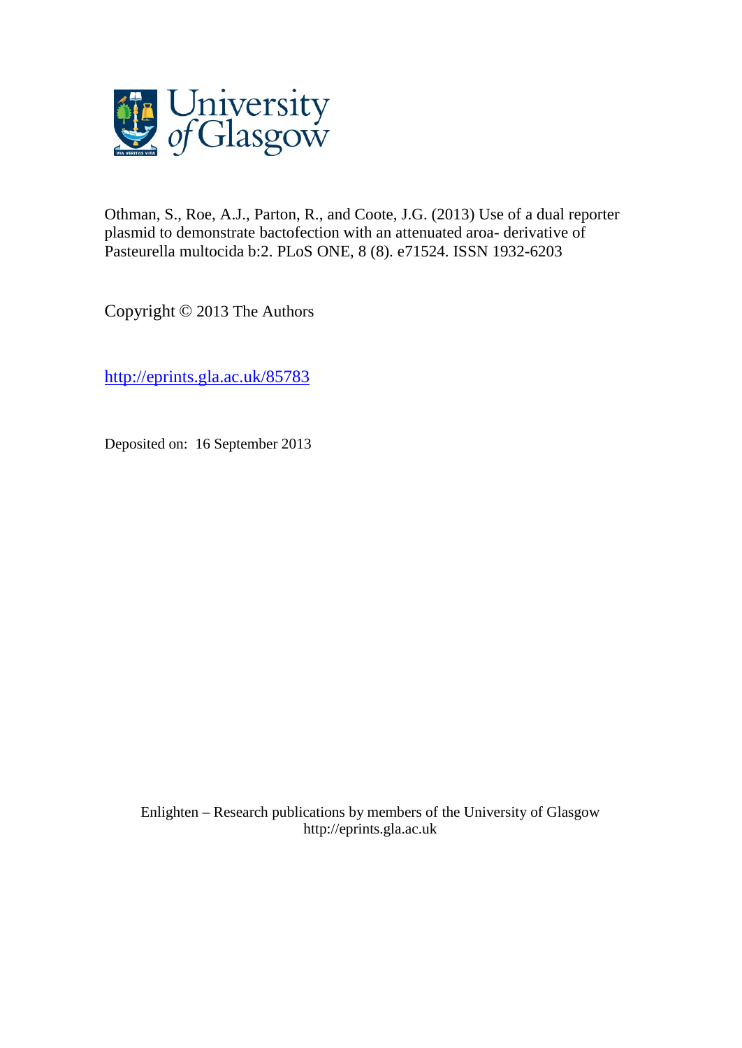University of Glasgow

Othman, S., Roe, A.J., Parton, R., and Coote, J.G. (2013) Use of a dual reporter plasmid to demonstrate bactofection with an attenuated aroa- derivative of Pasteurella multocida b:2. PLoS ONE, 8 (8). e71524. ISSN 1932-6203

Copyright © 2013 The Authors

http://eprints.gla.ac.uk/85783

Deposited on: 16 September 2013

Enlighten – Research publications by members of the University of Glasgow
http://eprints.gla.ac.uk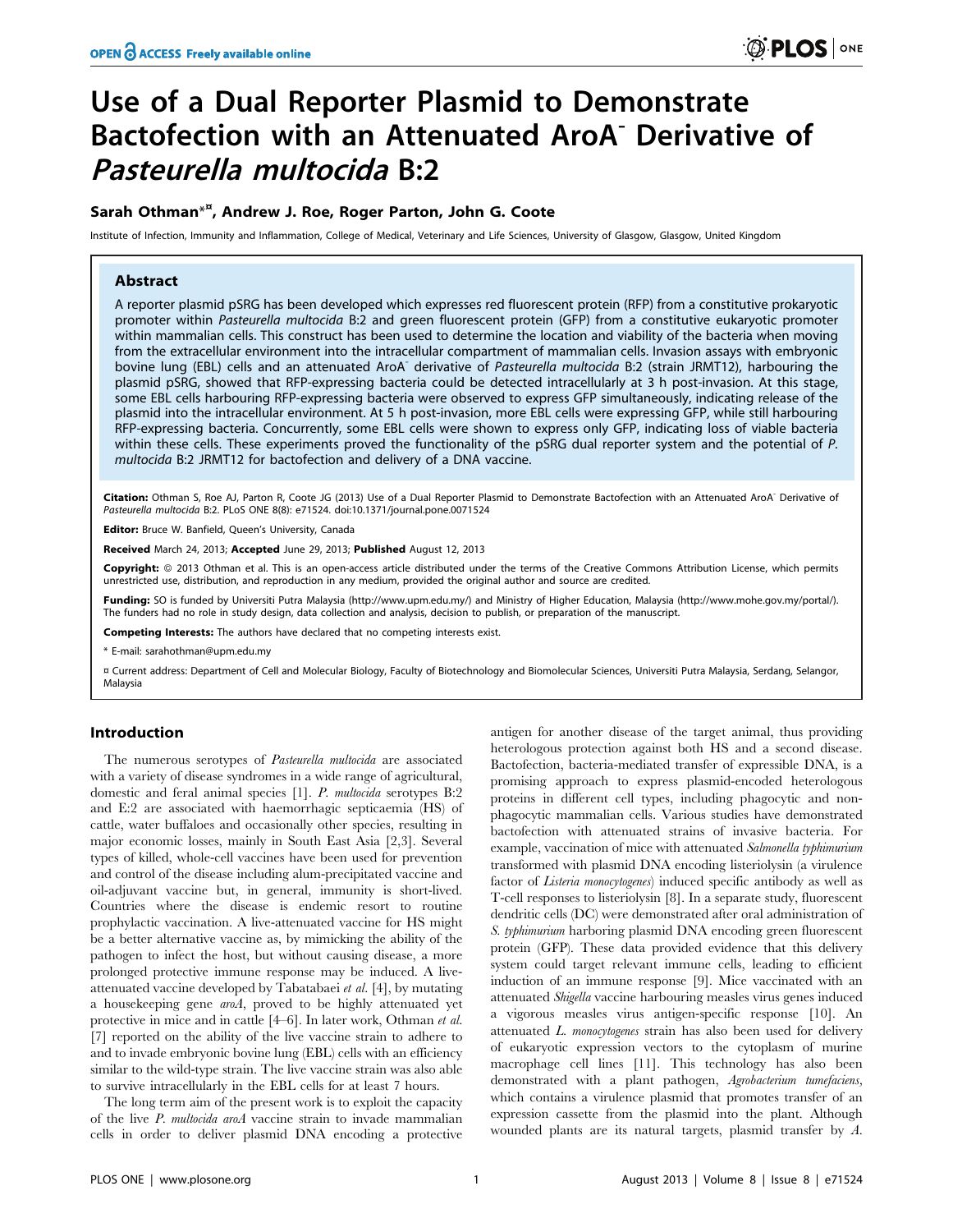# Use of a Dual Reporter Plasmid to Demonstrate Bactofection with an Attenuated AroA⁻ Derivative of *Pasteurella multocida* B:2

**Sarah Othman*¤, Andrew J. Roe, Roger Parton, John G. Coote**

Institute of Infection, Immunity and Inflammation, College of Medical, Veterinary and Life Sciences, University of Glasgow, Glasgow, United Kingdom

## Abstract

A reporter plasmid pSRG has been developed which expresses red fluorescent protein (RFP) from a constitutive prokaryotic promoter within *Pasteurella multocida* B:2 and green fluorescent protein (GFP) from a constitutive eukaryotic promoter within mammalian cells. This construct has been used to determine the location and viability of the bacteria when moving from the extracellular environment into the intracellular compartment of mammalian cells. Invasion assays with embryonic bovine lung (EBL) cells and an attenuated AroA⁻ derivative of *Pasteurella multocida* B:2 (strain JRMT12), harbouring the plasmid pSRG, showed that RFP-expressing bacteria could be detected intracellularly at 3 h post-invasion. At this stage, some EBL cells harbouring RFP-expressing bacteria were observed to express GFP simultaneously, indicating release of the plasmid into the intracellular environment. At 5 h post-invasion, more EBL cells were expressing GFP, while still harbouring RFP-expressing bacteria. Concurrently, some EBL cells were shown to express only GFP, indicating loss of viable bacteria within these cells. These experiments proved the functionality of the pSRG dual reporter system and the potential of *P. multocida* B:2 JRMT12 for bactofection and delivery of a DNA vaccine.

**Citation:** Othman S, Roe AJ, Parton R, Coote JG (2013) Use of a Dual Reporter Plasmid to Demonstrate Bactofection with an Attenuated AroA⁻ Derivative of *Pasteurella multocida* B:2. PLoS ONE 8(8): e71524. doi:10.1371/journal.pone.0071524

**Editor:** Bruce W. Banfield, Queen's University, Canada

**Received** March 24, 2013; **Accepted** June 29, 2013; **Published** August 12, 2013

**Copyright:** © 2013 Othman et al. This is an open-access article distributed under the terms of the Creative Commons Attribution License, which permits unrestricted use, distribution, and reproduction in any medium, provided the original author and source are credited.

**Funding:** SO is funded by Universiti Putra Malaysia (http://www.upm.edu.my/) and Ministry of Higher Education, Malaysia (http://www.mohe.gov.my/portal/). The funders had no role in study design, data collection and analysis, decision to publish, or preparation of the manuscript.

**Competing Interests:** The authors have declared that no competing interests exist.

\* E-mail: sarahothman@upm.edu.my

¤ Current address: Department of Cell and Molecular Biology, Faculty of Biotechnology and Biomolecular Sciences, Universiti Putra Malaysia, Serdang, Selangor, Malaysia

## Introduction

The numerous serotypes of *Pasteurella multocida* are associated with a variety of disease syndromes in a wide range of agricultural, domestic and feral animal species [1]. *P. multocida* serotypes B:2 and E:2 are associated with haemorrhagic septicaemia (HS) of cattle, water buffaloes and occasionally other species, resulting in major economic losses, mainly in South East Asia [2,3]. Several types of killed, whole-cell vaccines have been used for prevention and control of the disease including alum-precipitated vaccine and oil-adjuvant vaccine but, in general, immunity is short-lived. Countries where the disease is endemic resort to routine prophylactic vaccination. A live-attenuated vaccine for HS might be a better alternative vaccine as, by mimicking the ability of the pathogen to infect the host, but without causing disease, a more prolonged protective immune response may be induced. A live-attenuated vaccine developed by Tabatabaei *et al.* [4], by mutating a housekeeping gene *aroA*, proved to be highly attenuated yet protective in mice and in cattle [4–6]. In later work, Othman *et al.* [7] reported on the ability of the live vaccine strain to adhere to and to invade embryonic bovine lung (EBL) cells with an efficiency similar to the wild-type strain. The live vaccine strain was also able to survive intracellularly in the EBL cells for at least 7 hours.

The long term aim of the present work is to exploit the capacity of the live *P. multocida aroA* vaccine strain to invade mammalian cells in order to deliver plasmid DNA encoding a protective antigen for another disease of the target animal, thus providing heterologous protection against both HS and a second disease. Bactofection, bacteria-mediated transfer of expressible DNA, is a promising approach to express plasmid-encoded heterologous proteins in different cell types, including phagocytic and non-phagocytic mammalian cells. Various studies have demonstrated bactofection with attenuated strains of invasive bacteria. For example, vaccination of mice with attenuated *Salmonella typhimurium* transformed with plasmid DNA encoding listeriolysin (a virulence factor of *Listeria monocytogenes*) induced specific antibody as well as T-cell responses to listeriolysin [8]. In a separate study, fluorescent dendritic cells (DC) were demonstrated after oral administration of *S. typhimurium* harboring plasmid DNA encoding green fluorescent protein (GFP). These data provided evidence that this delivery system could target relevant immune cells, leading to efficient induction of an immune response [9]. Mice vaccinated with an attenuated *Shigella* vaccine harbouring measles virus genes induced a vigorous measles virus antigen-specific response [10]. An attenuated *L. monocytogenes* strain has also been used for delivery of eukaryotic expression vectors to the cytoplasm of murine macrophage cell lines [11]. This technology has also been demonstrated with a plant pathogen, *Agrobacterium tumefaciens*, which contains a virulence plasmid that promotes transfer of an expression cassette from the plasmid into the plant. Although wounded plants are its natural targets, plasmid transfer by *A.*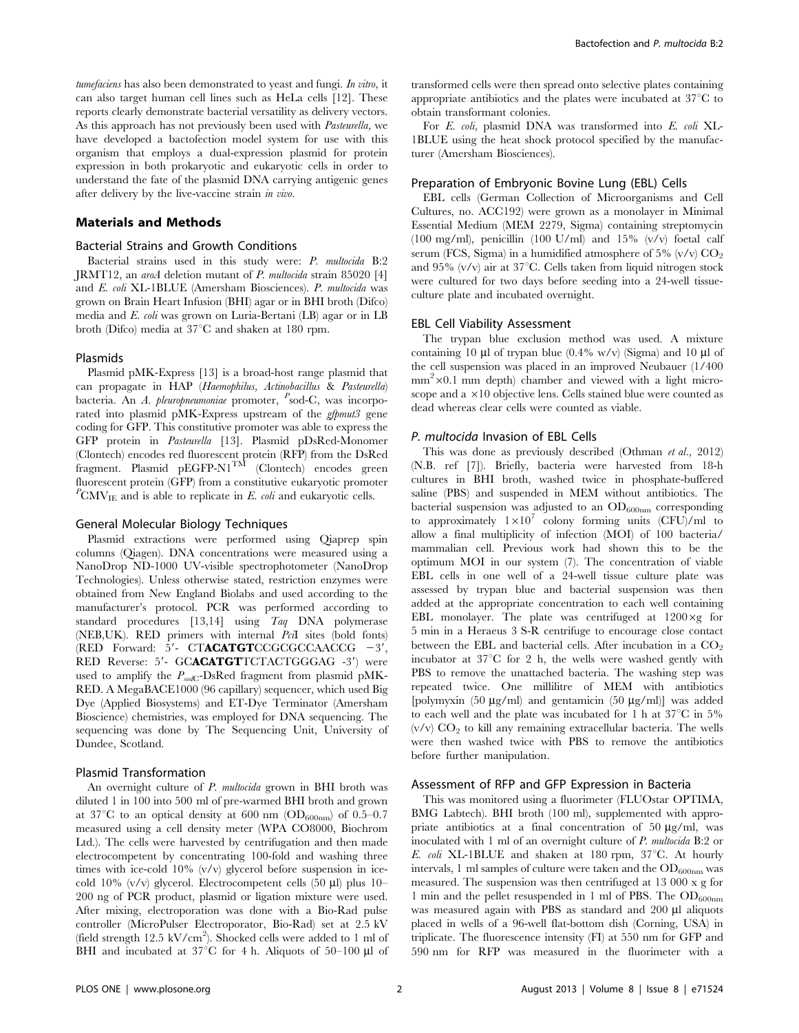*tumefaciens* has also been demonstrated to yeast and fungi. *In vitro*, it can also target human cell lines such as HeLa cells [12]. These reports clearly demonstrate bacterial versatility as delivery vectors. As this approach has not previously been used with *Pasteurella*, we have developed a bactofection model system for use with this organism that employs a dual-expression plasmid for protein expression in both prokaryotic and eukaryotic cells in order to understand the fate of the plasmid DNA carrying antigenic genes after delivery by the live-vaccine strain *in vivo*.

## Materials and Methods

### Bacterial Strains and Growth Conditions

Bacterial strains used in this study were: *P. multocida* B:2 JRMT12, an *aroA* deletion mutant of *P. multocida* strain 85020 [4] and *E. coli* XL-1BLUE (Amersham Biosciences). *P. multocida* was grown on Brain Heart Infusion (BHI) agar or in BHI broth (Difco) media and *E. coli* was grown on Luria-Bertani (LB) agar or in LB broth (Difco) media at 37°C and shaken at 180 rpm.

### Plasmids

Plasmid pMK-Express [13] is a broad-host range plasmid that can propagate in HAP (*Haemophilus*, *Actinobacillus* & *Pasteurella*) bacteria. An *A. pleuropneumoniae* promoter, $^{P}$sod-C, was incorporated into plasmid pMK-Express upstream of the *gfpmut3* gene coding for GFP. This constitutive promoter was able to express the GFP protein in *Pasteurella* [13]. Plasmid pDsRed-Monomer (Clontech) encodes red fluorescent protein (RFP) from the DsRed fragment. Plasmid pEGFP-N1$^{TM}$ (Clontech) encodes green fluorescent protein (GFP) from a constitutive eukaryotic promoter $^{P}CMV_{IE}$ and is able to replicate in *E. coli* and eukaryotic cells.

### General Molecular Biology Techniques

Plasmid extractions were performed using Qiaprep spin columns (Qiagen). DNA concentrations were measured using a NanoDrop ND-1000 UV-visible spectrophotometer (NanoDrop Technologies). Unless otherwise stated, restriction enzymes were obtained from New England Biolabs and used according to the manufacturer's protocol. PCR was performed according to standard procedures [13,14] using *Taq* DNA polymerase (NEB,UK). RED primers with internal *Pci*I sites (bold fonts) (RED Forward: 5′- CT**ACATGT**CCGCGCCAACCG −3′, RED Reverse: 5′- GC**ACATGT**TCTACTGGGAG -3′) were used to amplify the $P_{sodC}$-DsRed fragment from plasmid pMK-RED. A MegaBACE1000 (96 capillary) sequencer, which used Big Dye (Applied Biosystems) and ET-Dye Terminator (Amersham Bioscience) chemistries, was employed for DNA sequencing. The sequencing was done by The Sequencing Unit, University of Dundee, Scotland.

### Plasmid Transformation

An overnight culture of *P. multocida* grown in BHI broth was diluted 1 in 100 into 500 ml of pre-warmed BHI broth and grown at 37°C to an optical density at 600 nm ($OD_{600nm}$) of 0.5–0.7 measured using a cell density meter (WPA CO8000, Biochrom Ltd.). The cells were harvested by centrifugation and then made electrocompetent by concentrating 100-fold and washing three times with ice-cold 10% (v/v) glycerol before suspension in ice-cold 10% (v/v) glycerol. Electrocompetent cells (50 µl) plus 10–200 ng of PCR product, plasmid or ligation mixture were used. After mixing, electroporation was done with a Bio-Rad pulse controller (MicroPulser Electroporator, Bio-Rad) set at 2.5 kV (field strength 12.5 kV/cm$^2$). Shocked cells were added to 1 ml of BHI and incubated at 37°C for 4 h. Aliquots of 50–100 µl of transformed cells were then spread onto selective plates containing appropriate antibiotics and the plates were incubated at 37°C to obtain transformant colonies.

For *E. coli*, plasmid DNA was transformed into *E. coli* XL-1BLUE using the heat shock protocol specified by the manufacturer (Amersham Biosciences).

### Preparation of Embryonic Bovine Lung (EBL) Cells

EBL cells (German Collection of Microorganisms and Cell Cultures, no. ACC192) were grown as a monolayer in Minimal Essential Medium (MEM 2279, Sigma) containing streptomycin (100 mg/ml), penicillin (100 U/ml) and 15% (v/v) foetal calf serum (FCS, Sigma) in a humidified atmosphere of 5% (v/v) $CO_2$ and 95% (v/v) air at 37°C. Cells taken from liquid nitrogen stock were cultured for two days before seeding into a 24-well tissue-culture plate and incubated overnight.

### EBL Cell Viability Assessment

The trypan blue exclusion method was used. A mixture containing 10 µl of trypan blue (0.4% w/v) (Sigma) and 10 µl of the cell suspension was placed in an improved Neubauer (1/400 mm$^2$×0.1 mm depth) chamber and viewed with a light microscope and a ×10 objective lens. Cells stained blue were counted as dead whereas clear cells were counted as viable.

### *P. multocida* Invasion of EBL Cells

This was done as previously described (Othman *et al.*, 2012) (N.B. ref [7]). Briefly, bacteria were harvested from 18-h cultures in BHI broth, washed twice in phosphate-buffered saline (PBS) and suspended in MEM without antibiotics. The bacterial suspension was adjusted to an $OD_{600nm}$ corresponding to approximately $1\times10^7$ colony forming units (CFU)/ml to allow a final multiplicity of infection (MOI) of 100 bacteria/mammalian cell. Previous work had shown this to be the optimum MOI in our system (7). The concentration of viable EBL cells in one well of a 24-well tissue culture plate was assessed by trypan blue and bacterial suspension was then added at the appropriate concentration to each well containing EBL monolayer. The plate was centrifuged at 1200×g for 5 min in a Heraeus 3 S-R centrifuge to encourage close contact between the EBL and bacterial cells. After incubation in a $CO_2$ incubator at 37°C for 2 h, the wells were washed gently with PBS to remove the unattached bacteria. The washing step was repeated twice. One millilitre of MEM with antibiotics [polymyxin (50 µg/ml) and gentamicin (50 µg/ml)] was added to each well and the plate was incubated for 1 h at 37°C in 5% (v/v) $CO_2$ to kill any remaining extracellular bacteria. The wells were then washed twice with PBS to remove the antibiotics before further manipulation.

### Assessment of RFP and GFP Expression in Bacteria

This was monitored using a fluorimeter (FLUOstar OPTIMA, BMG Labtech). BHI broth (100 ml), supplemented with appropriate antibiotics at a final concentration of 50 µg/ml, was inoculated with 1 ml of an overnight culture of *P. multocida* B:2 or *E. coli* XL-1BLUE and shaken at 180 rpm, 37°C. At hourly intervals, 1 ml samples of culture were taken and the $OD_{600nm}$ was measured. The suspension was then centrifuged at 13 000 x g for 1 min and the pellet resuspended in 1 ml of PBS. The $OD_{600nm}$ was measured again with PBS as standard and 200 µl aliquots placed in wells of a 96-well flat-bottom dish (Corning, USA) in triplicate. The fluorescence intensity (FI) at 550 nm for GFP and 590 nm for RFP was measured in the fluorimeter with a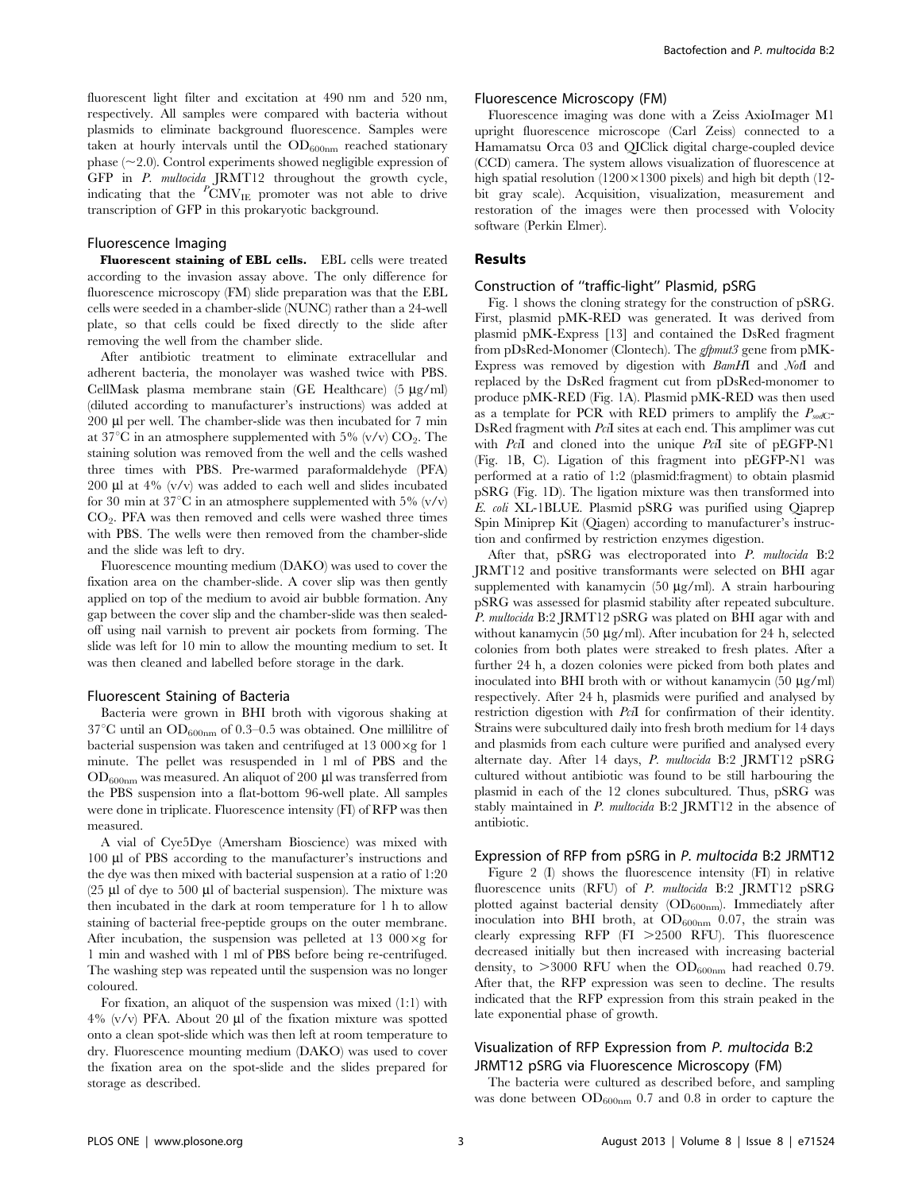fluorescent light filter and excitation at 490 nm and 520 nm, respectively. All samples were compared with bacteria without plasmids to eliminate background fluorescence. Samples were taken at hourly intervals until the $OD_{600nm}$ reached stationary phase (~2.0). Control experiments showed negligible expression of GFP in *P. multocida* JRMT12 throughout the growth cycle, indicating that the $^{P}CMV_{IE}$ promoter was not able to drive transcription of GFP in this prokaryotic background.

### Fluorescence Imaging

**Fluorescent staining of EBL cells.** EBL cells were treated according to the invasion assay above. The only difference for fluorescence microscopy (FM) slide preparation was that the EBL cells were seeded in a chamber-slide (NUNC) rather than a 24-well plate, so that cells could be fixed directly to the slide after removing the well from the chamber slide.

After antibiotic treatment to eliminate extracellular and adherent bacteria, the monolayer was washed twice with PBS. CellMask plasma membrane stain (GE Healthcare) (5 µg/ml) (diluted according to manufacturer's instructions) was added at 200 µl per well. The chamber-slide was then incubated for 7 min at 37°C in an atmosphere supplemented with 5% (v/v) $CO_2$. The staining solution was removed from the well and the cells washed three times with PBS. Pre-warmed paraformaldehyde (PFA) 200 µl at 4% (v/v) was added to each well and slides incubated for 30 min at 37°C in an atmosphere supplemented with 5% (v/v) $CO_2$. PFA was then removed and cells were washed three times with PBS. The wells were then removed from the chamber-slide and the slide was left to dry.

Fluorescence mounting medium (DAKO) was used to cover the fixation area on the chamber-slide. A cover slip was then gently applied on top of the medium to avoid air bubble formation. Any gap between the cover slip and the chamber-slide was then sealed-off using nail varnish to prevent air pockets from forming. The slide was left for 10 min to allow the mounting medium to set. It was then cleaned and labelled before storage in the dark.

### Fluorescent Staining of Bacteria

Bacteria were grown in BHI broth with vigorous shaking at 37°C until an $OD_{600nm}$ of 0.3–0.5 was obtained. One millilitre of bacterial suspension was taken and centrifuged at 13 000×g for 1 minute. The pellet was resuspended in 1 ml of PBS and the $OD_{600nm}$ was measured. An aliquot of 200 µl was transferred from the PBS suspension into a flat-bottom 96-well plate. All samples were done in triplicate. Fluorescence intensity (FI) of RFP was then measured.

A vial of Cye5Dye (Amersham Bioscience) was mixed with 100 µl of PBS according to the manufacturer's instructions and the dye was then mixed with bacterial suspension at a ratio of 1:20 (25 µl of dye to 500 µl of bacterial suspension). The mixture was then incubated in the dark at room temperature for 1 h to allow staining of bacterial free-peptide groups on the outer membrane. After incubation, the suspension was pelleted at 13 000×g for 1 min and washed with 1 ml of PBS before being re-centrifuged. The washing step was repeated until the suspension was no longer coloured.

For fixation, an aliquot of the suspension was mixed (1:1) with 4% (v/v) PFA. About 20 µl of the fixation mixture was spotted onto a clean spot-slide which was then left at room temperature to dry. Fluorescence mounting medium (DAKO) was used to cover the fixation area on the spot-slide and the slides prepared for storage as described.

### Fluorescence Microscopy (FM)

Fluorescence imaging was done with a Zeiss AxioImager M1 upright fluorescence microscope (Carl Zeiss) connected to a Hamamatsu Orca 03 and QIClick digital charge-coupled device (CCD) camera. The system allows visualization of fluorescence at high spatial resolution (1200×1300 pixels) and high bit depth (12-bit gray scale). Acquisition, visualization, measurement and restoration of the images were then processed with Volocity software (Perkin Elmer).

## Results

### Construction of "traffic-light" Plasmid, pSRG

Fig. 1 shows the cloning strategy for the construction of pSRG. First, plasmid pMK-RED was generated. It was derived from plasmid pMK-Express [13] and contained the DsRed fragment from pDsRed-Monomer (Clontech). The *gfpmut3* gene from pMK-Express was removed by digestion with *BamH*I and *Not*I and replaced by the DsRed fragment cut from pDsRed-monomer to produce pMK-RED (Fig. 1A). Plasmid pMK-RED was then used as a template for PCR with RED primers to amplify the $P_{sodC}$-DsRed fragment with *Pci*I sites at each end. This amplimer was cut with *Pci*I and cloned into the unique *Pci*I site of pEGFP-N1 (Fig. 1B, C). Ligation of this fragment into pEGFP-N1 was performed at a ratio of 1:2 (plasmid:fragment) to obtain plasmid pSRG (Fig. 1D). The ligation mixture was then transformed into *E. coli* XL-1BLUE. Plasmid pSRG was purified using Qiaprep Spin Miniprep Kit (Qiagen) according to manufacturer's instruction and confirmed by restriction enzymes digestion.

After that, pSRG was electroporated into *P. multocida* B:2 JRMT12 and positive transformants were selected on BHI agar supplemented with kanamycin (50 µg/ml). A strain harbouring pSRG was assessed for plasmid stability after repeated subculture. *P. multocida* B:2 JRMT12 pSRG was plated on BHI agar with and without kanamycin (50 µg/ml). After incubation for 24 h, selected colonies from both plates were streaked to fresh plates. After a further 24 h, a dozen colonies were picked from both plates and inoculated into BHI broth with or without kanamycin (50 µg/ml) respectively. After 24 h, plasmids were purified and analysed by restriction digestion with *Pci*I for confirmation of their identity. Strains were subcultured daily into fresh broth medium for 14 days and plasmids from each culture were purified and analysed every alternate day. After 14 days, *P. multocida* B:2 JRMT12 pSRG cultured without antibiotic was found to be still harbouring the plasmid in each of the 12 clones subcultured. Thus, pSRG was stably maintained in *P. multocida* B:2 JRMT12 in the absence of antibiotic.

### Expression of RFP from pSRG in *P. multocida* B:2 JRMT12

Figure 2 (I) shows the fluorescence intensity (FI) in relative fluorescence units (RFU) of *P. multocida* B:2 JRMT12 pSRG plotted against bacterial density ($OD_{600nm}$). Immediately after inoculation into BHI broth, at $OD_{600nm}$ 0.07, the strain was clearly expressing RFP (FI >2500 RFU). This fluorescence decreased initially but then increased with increasing bacterial density, to >3000 RFU when the $OD_{600nm}$ had reached 0.79. After that, the RFP expression was seen to decline. The results indicated that the RFP expression from this strain peaked in the late exponential phase of growth.

### Visualization of RFP Expression from *P. multocida* B:2 JRMT12 pSRG via Fluorescence Microscopy (FM)

The bacteria were cultured as described before, and sampling was done between $OD_{600nm}$ 0.7 and 0.8 in order to capture the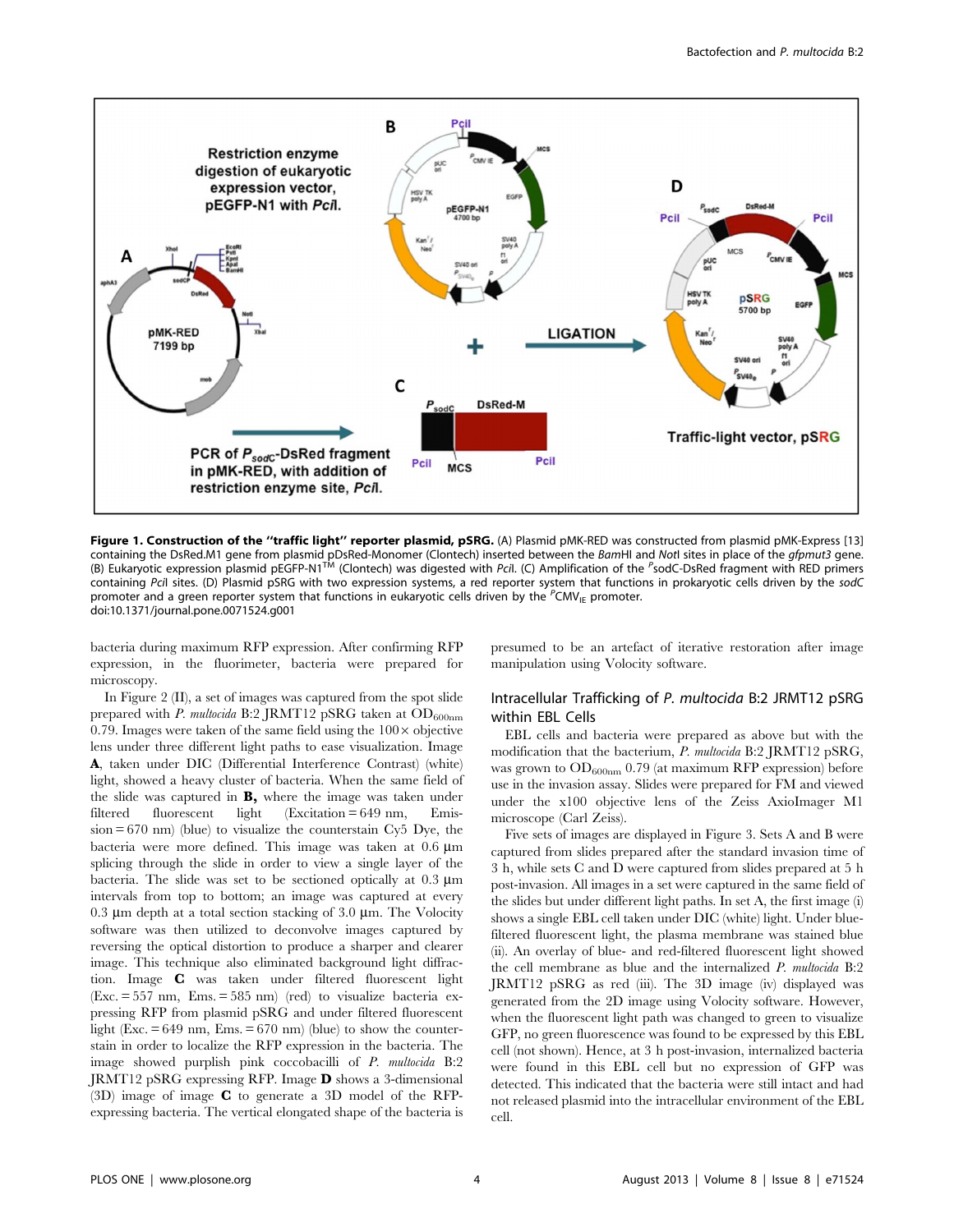**Figure 1. Construction of the "traffic light" reporter plasmid, pSRG.** (A) Plasmid pMK-RED was constructed from plasmid pMK-Express [13] containing the DsRed.M1 gene from plasmid pDsRed-Monomer (Clontech) inserted between the *Bam*HI and *Not*I sites in place of the *gfpmut3* gene. (B) Eukaryotic expression plasmid pEGFP-N1™ (Clontech) was digested with *Pci*I. (C) Amplification of the $^{P}$sodC-DsRed fragment with RED primers containing *Pci*I sites. (D) Plasmid pSRG with two expression systems, a red reporter system that functions in prokaryotic cells driven by the *sodC* promoter and a green reporter system that functions in eukaryotic cells driven by the $^{P}$CMV$_{IE}$ promoter.
doi:10.1371/journal.pone.0071524.g001

bacteria during maximum RFP expression. After confirming RFP expression, in the fluorimeter, bacteria were prepared for microscopy.

In Figure 2 (II), a set of images was captured from the spot slide prepared with *P. multocida* B:2 JRMT12 pSRG taken at $OD_{600nm}$ 0.79. Images were taken of the same field using the 100× objective lens under three different light paths to ease visualization. Image **A**, taken under DIC (Differential Interference Contrast) (white) light, showed a heavy cluster of bacteria. When the same field of the slide was captured in **B,** where the image was taken under filtered fluorescent light (Excitation = 649 nm, Emission = 670 nm) (blue) to visualize the counterstain Cy5 Dye, the bacteria were more defined. This image was taken at 0.6 µm splicing through the slide in order to view a single layer of the bacteria. The slide was set to be sectioned optically at 0.3 µm intervals from top to bottom; an image was captured at every 0.3 µm depth at a total section stacking of 3.0 µm. The Volocity software was then utilized to deconvolve images captured by reversing the optical distortion to produce a sharper and clearer image. This technique also eliminated background light diffraction. Image **C** was taken under filtered fluorescent light (Exc. = 557 nm, Ems. = 585 nm) (red) to visualize bacteria expressing RFP from plasmid pSRG and under filtered fluorescent light (Exc. = 649 nm, Ems. = 670 nm) (blue) to show the counterstain in order to localize the RFP expression in the bacteria. The image showed purplish pink coccobacilli of *P. multocida* B:2 JRMT12 pSRG expressing RFP. Image **D** shows a 3-dimensional (3D) image of image **C** to generate a 3D model of the RFP-expressing bacteria. The vertical elongated shape of the bacteria is presumed to be an artefact of iterative restoration after image manipulation using Volocity software.

## Intracellular Trafficking of *P. multocida* B:2 JRMT12 pSRG within EBL Cells

EBL cells and bacteria were prepared as above but with the modification that the bacterium, *P. multocida* B:2 JRMT12 pSRG, was grown to $OD_{600nm}$ 0.79 (at maximum RFP expression) before use in the invasion assay. Slides were prepared for FM and viewed under the x100 objective lens of the Zeiss AxioImager M1 microscope (Carl Zeiss).

Five sets of images are displayed in Figure 3. Sets A and B were captured from slides prepared after the standard invasion time of 3 h, while sets C and D were captured from slides prepared at 5 h post-invasion. All images in a set were captured in the same field of the slides but under different light paths. In set A, the first image (i) shows a single EBL cell taken under DIC (white) light. Under blue-filtered fluorescent light, the plasma membrane was stained blue (ii). An overlay of blue- and red-filtered fluorescent light showed the cell membrane as blue and the internalized *P. multocida* B:2 JRMT12 pSRG as red (iii). The 3D image (iv) displayed was generated from the 2D image using Volocity software. However, when the fluorescent light path was changed to green to visualize GFP, no green fluorescence was found to be expressed by this EBL cell (not shown). Hence, at 3 h post-invasion, internalized bacteria were found in this EBL cell but no expression of GFP was detected. This indicated that the bacteria were still intact and had not released plasmid into the intracellular environment of the EBL cell.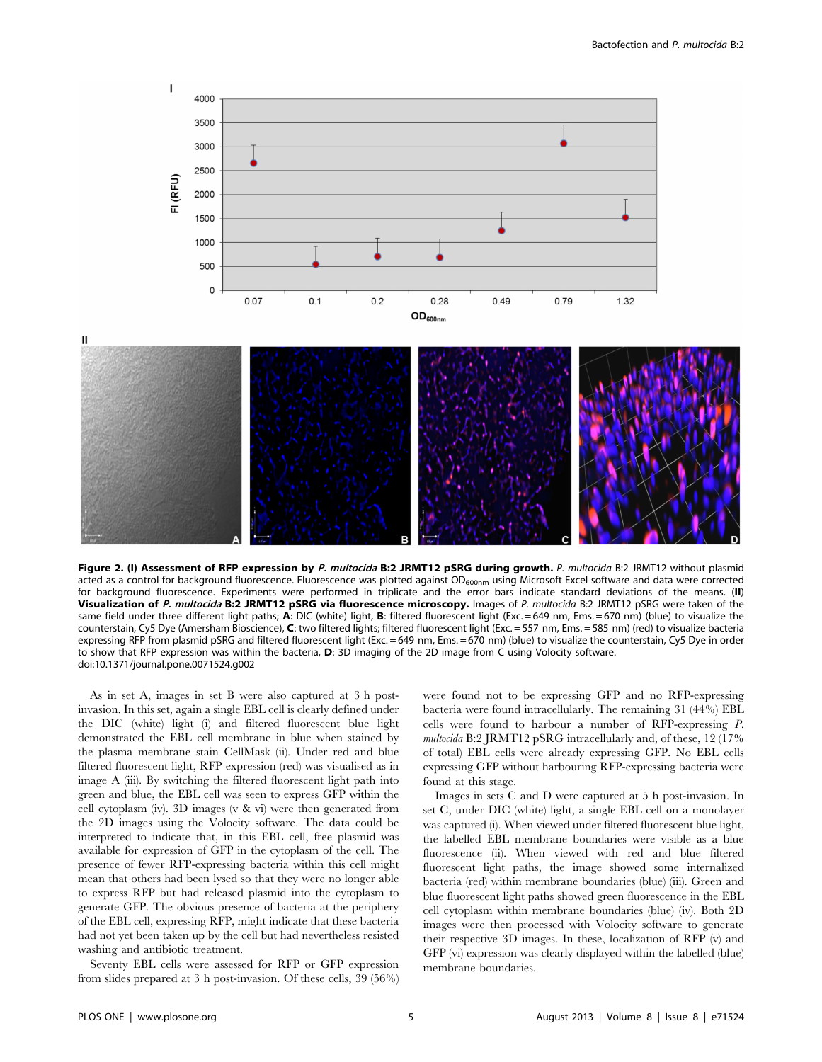**Figure 2. (I) Assessment of RFP expression by *P. multocida* B:2 JRMT12 pSRG during growth.** *P. multocida* B:2 JRMT12 without plasmid acted as a control for background fluorescence. Fluorescence was plotted against $OD_{600nm}$ using Microsoft Excel software and data were corrected for background fluorescence. Experiments were performed in triplicate and the error bars indicate standard deviations of the means. **(II) Visualization of *P. multocida* B:2 JRMT12 pSRG via fluorescence microscopy.** Images of *P. multocida* B:2 JRMT12 pSRG were taken of the same field under three different light paths; **A**: DIC (white) light, **B**: filtered fluorescent light (Exc. = 649 nm, Ems. = 670 nm) (blue) to visualize the counterstain, Cy5 Dye (Amersham Bioscience), **C**: two filtered lights; filtered fluorescent light (Exc. = 557 nm, Ems. = 585 nm) (red) to visualize bacteria expressing RFP from plasmid pSRG and filtered fluorescent light (Exc. = 649 nm, Ems. = 670 nm) (blue) to visualize the counterstain, Cy5 Dye in order to show that RFP expression was within the bacteria, **D**: 3D imaging of the 2D image from C using Volocity software.
doi:10.1371/journal.pone.0071524.g002

As in set A, images in set B were also captured at 3 h post-invasion. In this set, again a single EBL cell is clearly defined under the DIC (white) light (i) and filtered fluorescent blue light demonstrated the EBL cell membrane in blue when stained by the plasma membrane stain CellMask (ii). Under red and blue filtered fluorescent light, RFP expression (red) was visualised as in image A (iii). By switching the filtered fluorescent light path into green and blue, the EBL cell was seen to express GFP within the cell cytoplasm (iv). 3D images (v & vi) were then generated from the 2D images using the Volocity software. The data could be interpreted to indicate that, in this EBL cell, free plasmid was available for expression of GFP in the cytoplasm of the cell. The presence of fewer RFP-expressing bacteria within this cell might mean that others had been lysed so that they were no longer able to express RFP but had released plasmid into the cytoplasm to generate GFP. The obvious presence of bacteria at the periphery of the EBL cell, expressing RFP, might indicate that these bacteria had not yet been taken up by the cell but had nevertheless resisted washing and antibiotic treatment.

Seventy EBL cells were assessed for RFP or GFP expression from slides prepared at 3 h post-invasion. Of these cells, 39 (56%) were found not to be expressing GFP and no RFP-expressing bacteria were found intracellularly. The remaining 31 (44%) EBL cells were found to harbour a number of RFP-expressing *P. multocida* B:2 JRMT12 pSRG intracellularly and, of these, 12 (17% of total) EBL cells were already expressing GFP. No EBL cells expressing GFP without harbouring RFP-expressing bacteria were found at this stage.

Images in sets C and D were captured at 5 h post-invasion. In set C, under DIC (white) light, a single EBL cell on a monolayer was captured (i). When viewed under filtered fluorescent blue light, the labelled EBL membrane boundaries were visible as a blue fluorescence (ii). When viewed with red and blue filtered fluorescent light paths, the image showed some internalized bacteria (red) within membrane boundaries (blue) (iii). Green and blue fluorescent light paths showed green fluorescence in the EBL cell cytoplasm within membrane boundaries (blue) (iv). Both 2D images were then processed with Volocity software to generate their respective 3D images. In these, localization of RFP (v) and GFP (vi) expression was clearly displayed within the labelled (blue) membrane boundaries.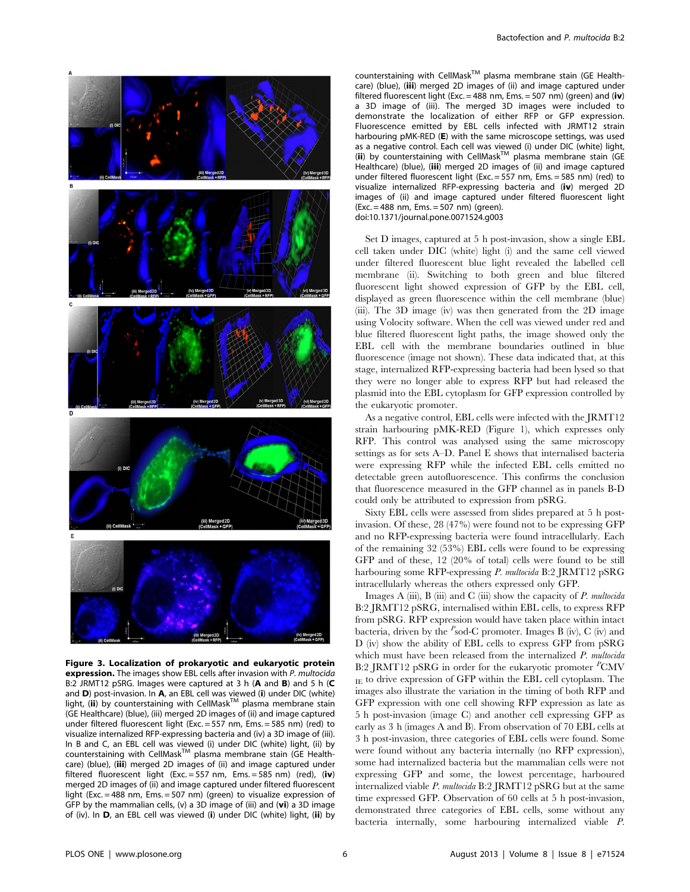**Figure 3. Localization of prokaryotic and eukaryotic protein expression.** The images show EBL cells after invasion with *P. multocida* B:2 JRMT12 pSRG. Images were captured at 3 h (**A** and **B**) and 5 h (**C** and **D**) post-invasion. In **A**, an EBL cell was viewed (**i**) under DIC (white) light, (**ii**) by counterstaining with CellMask™ plasma membrane stain (GE Healthcare) (blue), (iii) merged 2D images of (ii) and image captured under filtered fluorescent light (Exc. = 557 nm, Ems. = 585 nm) (red) to visualize internalized RFP-expressing bacteria and (iv) a 3D image of (iii). In B and C, an EBL cell was viewed (i) under DIC (white) light, (ii) by counterstaining with CellMask™ plasma membrane stain (GE Healthcare) (blue), (**iii**) merged 2D images of (ii) and image captured under filtered fluorescent light (Exc. = 557 nm, Ems. = 585 nm) (red), (**iv**) merged 2D images of (ii) and image captured under filtered fluorescent light (Exc. = 488 nm, Ems. = 507 nm) (green) to visualize expression of GFP by the mammalian cells, (v) a 3D image of (iii) and (**vi**) a 3D image of (iv). In **D**, an EBL cell was viewed (**i**) under DIC (white) light, (**ii**) by counterstaining with CellMask™ plasma membrane stain (GE Healthcare) (blue), (**iii**) merged 2D images of (ii) and image captured under filtered fluorescent light (Exc. = 488 nm, Ems. = 507 nm) (green) and (**iv**) a 3D image of (iii). The merged 3D images were included to demonstrate the localization of either RFP or GFP expression. Fluorescence emitted by EBL cells infected with JRMT12 strain harbouring pMK-RED (**E**) with the same microscope settings, was used as a negative control. Each cell was viewed (i) under DIC (white) light, (**ii**) by counterstaining with CellMask™ plasma membrane stain (GE Healthcare) (blue), (**iii**) merged 2D images of (ii) and image captured under filtered fluorescent light (Exc. = 557 nm, Ems. = 585 nm) (red) to visualize internalized RFP-expressing bacteria and (**iv**) merged 2D images of (ii) and image captured under filtered fluorescent light (Exc. = 488 nm, Ems. = 507 nm) (green).
doi:10.1371/journal.pone.0071524.g003

Set D images, captured at 5 h post-invasion, show a single EBL cell taken under DIC (white) light (i) and the same cell viewed under filtered fluorescent blue light revealed the labelled cell membrane (ii). Switching to both green and blue filtered fluorescent light showed expression of GFP by the EBL cell, displayed as green fluorescence within the cell membrane (blue) (iii). The 3D image (iv) was then generated from the 2D image using Volocity software. When the cell was viewed under red and blue filtered fluorescent light paths, the image showed only the EBL cell with the membrane boundaries outlined in blue fluorescence (image not shown). These data indicated that, at this stage, internalized RFP-expressing bacteria had been lysed so that they were no longer able to express RFP but had released the plasmid into the EBL cytoplasm for GFP expression controlled by the eukaryotic promoter.

As a negative control, EBL cells were infected with the JRMT12 strain harbouring pMK-RED (Figure 1), which expresses only RFP. This control was analysed using the same microscopy settings as for sets A–D. Panel E shows that internalised bacteria were expressing RFP while the infected EBL cells emitted no detectable green autofluorescence. This confirms the conclusion that fluorescence measured in the GFP channel as in panels B-D could only be attributed to expression from pSRG.

Sixty EBL cells were assessed from slides prepared at 5 h post-invasion. Of these, 28 (47%) were found not to be expressing GFP and no RFP-expressing bacteria were found intracellularly. Each of the remaining 32 (53%) EBL cells were found to be expressing GFP and of these, 12 (20% of total) cells were found to be still harbouring some RFP-expressing *P. multocida* B:2 JRMT12 pSRG intracellularly whereas the others expressed only GFP.

Images A (iii), B (iii) and C (iii) show the capacity of *P. multocida* B:2 JRMT12 pSRG, internalised within EBL cells, to express RFP from pSRG. RFP expression would have taken place within intact bacteria, driven by the $^{P}$sod-C promoter. Images B (iv), C (iv) and D (iv) show the ability of EBL cells to express GFP from pSRG which must have been released from the internalized *P. multocida* B:2 JRMT12 pSRG in order for the eukaryotic promoter $^{P}$CMV $_{IE}$ to drive expression of GFP within the EBL cell cytoplasm. The images also illustrate the variation in the timing of both RFP and GFP expression with one cell showing RFP expression as late as 5 h post-invasion (image C) and another cell expressing GFP as early as 3 h (images A and B). From observation of 70 EBL cells at 3 h post-invasion, three categories of EBL cells were found. Some were found without any bacteria internally (no RFP expression), some had internalized bacteria but the mammalian cells were not expressing GFP and some, the lowest percentage, harboured internalized viable *P. multocida* B:2 JRMT12 pSRG but at the same time expressed GFP. Observation of 60 cells at 5 h post-invasion, demonstrated three categories of EBL cells, some without any bacteria internally, some harbouring internalized viable *P.*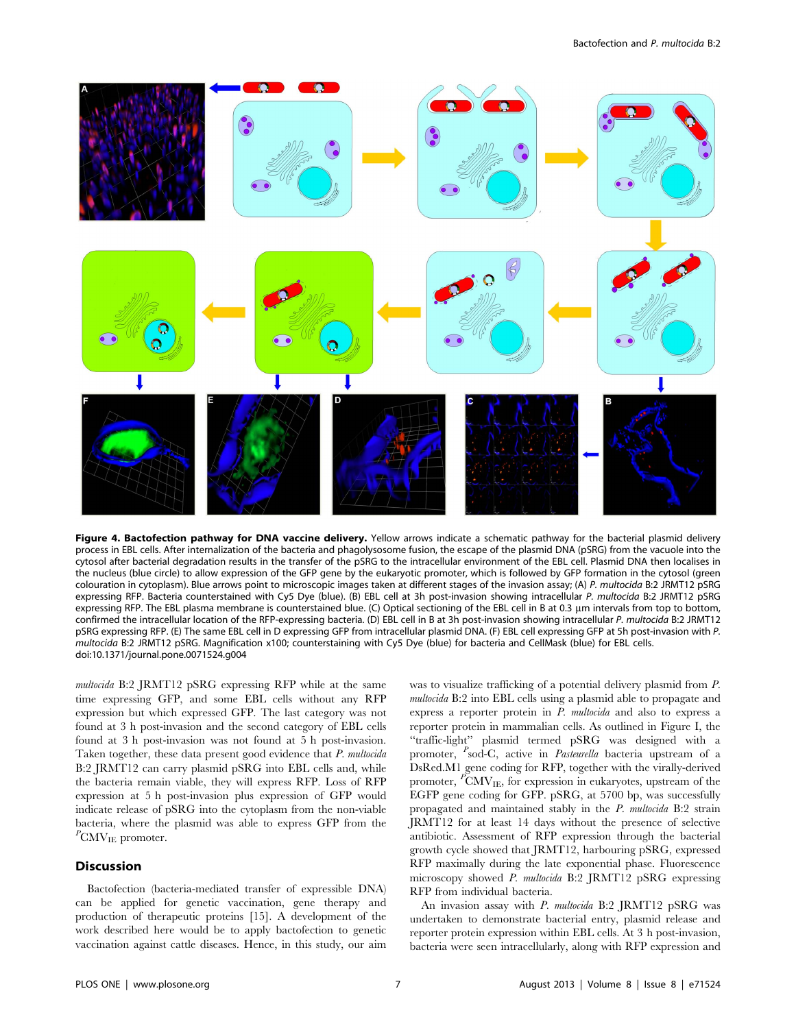**Figure 4. Bactofection pathway for DNA vaccine delivery.** Yellow arrows indicate a schematic pathway for the bacterial plasmid delivery process in EBL cells. After internalization of the bacteria and phagolysosome fusion, the escape of the plasmid DNA (pSRG) from the vacuole into the cytosol after bacterial degradation results in the transfer of the pSRG to the intracellular environment of the EBL cell. Plasmid DNA then localises in the nucleus (blue circle) to allow expression of the GFP gene by the eukaryotic promoter, which is followed by GFP formation in the cytosol (green colouration in cytoplasm). Blue arrows point to microscopic images taken at different stages of the invasion assay; (A) *P. multocida* B:2 JRMT12 pSRG expressing RFP. Bacteria counterstained with Cy5 Dye (blue). (B) EBL cell at 3h post-invasion showing intracellular *P. multocida* B:2 JRMT12 pSRG expressing RFP. The EBL plasma membrane is counterstained blue. (C) Optical sectioning of the EBL cell in B at 0.3 µm intervals from top to bottom, confirmed the intracellular location of the RFP-expressing bacteria. (D) EBL cell in B at 3h post-invasion showing intracellular *P. multocida* B:2 JRMT12 pSRG expressing RFP. (E) The same EBL cell in D expressing GFP from intracellular plasmid DNA. (F) EBL cell expressing GFP at 5h post-invasion with *P. multocida* B:2 JRMT12 pSRG. Magnification x100; counterstaining with Cy5 Dye (blue) for bacteria and CellMask (blue) for EBL cells.
doi:10.1371/journal.pone.0071524.g004

*multocida* B:2 JRMT12 pSRG expressing RFP while at the same time expressing GFP, and some EBL cells without any RFP expression but which expressed GFP. The last category was not found at 3 h post-invasion and the second category of EBL cells found at 3 h post-invasion was not found at 5 h post-invasion. Taken together, these data present good evidence that *P. multocida* B:2 JRMT12 can carry plasmid pSRG into EBL cells and, while the bacteria remain viable, they will express RFP. Loss of RFP expression at 5 h post-invasion plus expression of GFP would indicate release of pSRG into the cytoplasm from the non-viable bacteria, where the plasmid was able to express GFP from the $^{P}$CMV$_{IE}$ promoter.

## Discussion

Bactofection (bacteria-mediated transfer of expressible DNA) can be applied for genetic vaccination, gene therapy and production of therapeutic proteins [15]. A development of the work described here would be to apply bactofection to genetic vaccination against cattle diseases. Hence, in this study, our aim was to visualize trafficking of a potential delivery plasmid from *P. multocida* B:2 into EBL cells using a plasmid able to propagate and express a reporter protein in *P. multocida* and also to express a reporter protein in mammalian cells. As outlined in Figure I, the "traffic-light" plasmid termed pSRG was designed with a promoter, $^{P}$sod-C, active in *Pasteurella* bacteria upstream of a DsRed.M1 gene coding for RFP, together with the virally-derived promoter, $^{P}$CMV$_{IE}$, for expression in eukaryotes, upstream of the EGFP gene coding for GFP. pSRG, at 5700 bp, was successfully propagated and maintained stably in the *P. multocida* B:2 strain JRMT12 for at least 14 days without the presence of selective antibiotic. Assessment of RFP expression through the bacterial growth cycle showed that JRMT12, harbouring pSRG, expressed RFP maximally during the late exponential phase. Fluorescence microscopy showed *P. multocida* B:2 JRMT12 pSRG expressing RFP from individual bacteria.

An invasion assay with *P. multocida* B:2 JRMT12 pSRG was undertaken to demonstrate bacterial entry, plasmid release and reporter protein expression within EBL cells. At 3 h post-invasion, bacteria were seen intracellularly, along with RFP expression and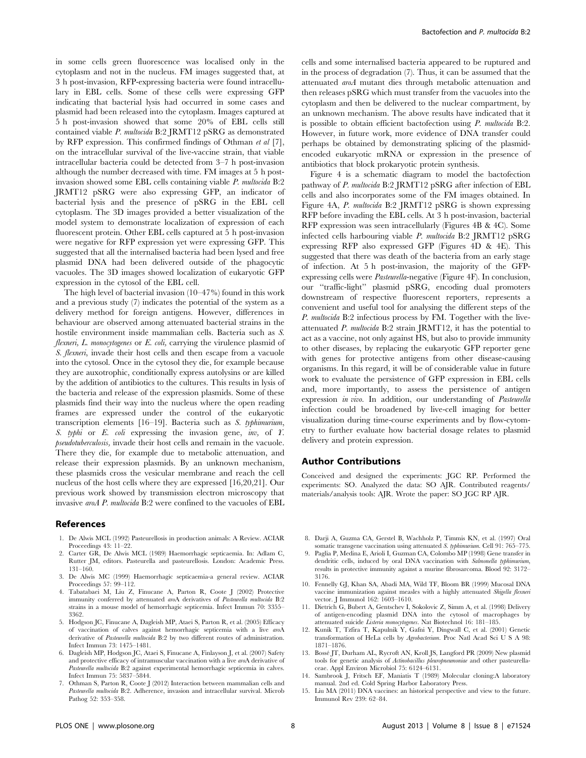in some cells green fluorescence was localised only in the cytoplasm and not in the nucleus. FM images suggested that, at 3 h post-invasion, RFP-expressing bacteria were found intracellulary in EBL cells. Some of these cells were expressing GFP indicating that bacterial lysis had occurred in some cases and plasmid had been released into the cytoplasm. Images captured at 5 h post-invasion showed that some 20% of EBL cells still contained viable *P. multocida* B:2 JRMT12 pSRG as demonstrated by RFP expression. This confirmed findings of Othman *et al* [7], on the intracellular survival of the live-vaccine strain, that viable intracellular bacteria could be detected from 3–7 h post-invasion although the number decreased with time. FM images at 5 h post-invasion showed some EBL cells containing viable *P. multocida* B:2 JRMT12 pSRG were also expressing GFP, an indicator of bacterial lysis and the presence of pSRG in the EBL cell cytoplasm. The 3D images provided a better visualization of the model system to demonstrate localization of expression of each fluorescent protein. Other EBL cells captured at 5 h post-invasion were negative for RFP expression yet were expressing GFP. This suggested that all the internalised bacteria had been lysed and free plasmid DNA had been delivered outside of the phagocytic vacuoles. The 3D images showed localization of eukaryotic GFP expression in the cytosol of the EBL cell.

The high level of bacterial invasion (10–47%) found in this work and a previous study (7) indicates the potential of the system as a delivery method for foreign antigens. However, differences in behaviour are observed among attenuated bacterial strains in the hostile environment inside mammalian cells. Bacteria such as *S. flexneri*, *L. monocytogenes* or *E. coli,* carrying the virulence plasmid of *S. flexneri*, invade their host cells and then escape from a vacuole into the cytosol. Once in the cytosol they die, for example because they are auxotrophic, conditionally express autolysins or are killed by the addition of antibiotics to the cultures. This results in lysis of the bacteria and release of the expression plasmids. Some of these plasmids find their way into the nucleus where the open reading frames are expressed under the control of the eukaryotic transcription elements [16–19]. Bacteria such as *S. typhimurium*, *S. typhi* or *E. coli* expressing the invasion gene, *inv*, of *Y. pseudotuberculosis,* invade their host cells and remain in the vacuole. There they die, for example due to metabolic attenuation, and release their expression plasmids. By an unknown mechanism, these plasmids cross the vesicular membrane and reach the cell nucleus of the host cells where they are expressed [16,20,21]. Our previous work showed by transmission electron microscopy that invasive *aroA P. multocida* B:2 were confined to the vacuoles of EBL cells and some internalised bacteria appeared to be ruptured and in the process of degradation (7). Thus, it can be assumed that the attenuated *aroA* mutant dies through metabolic attenuation and then releases pSRG which must transfer from the vacuoles into the cytoplasm and then be delivered to the nuclear compartment, by an unknown mechanism. The above results have indicated that it is possible to obtain efficient bactofection using *P. multocida* B:2. However, in future work, more evidence of DNA transfer could perhaps be obtained by demonstrating splicing of the plasmid-encoded eukaryotic mRNA or expression in the presence of antibiotics that block prokaryotic protein synthesis.

Figure 4 is a schematic diagram to model the bactofection pathway of *P. multocida* B:2 JRMT12 pSRG after infection of EBL cells and also incorporates some of the FM images obtained. In Figure 4A, *P. multocida* B:2 JRMT12 pSRG is shown expressing RFP before invading the EBL cells. At 3 h post-invasion, bacterial RFP expression was seen intracellularly (Figures 4B & 4C). Some infected cells harbouring viable *P. multocida* B:2 JRMT12 pSRG expressing RFP also expressed GFP (Figures 4D & 4E). This suggested that there was death of the bacteria from an early stage of infection. At 5 h post-invasion, the majority of the GFP-expressing cells were *Pasteurella*-negative (Figure 4F). In conclusion, our ''traffic-light'' plasmid pSRG, encoding dual promoters downstream of respective fluorescent reporters, represents a convenient and useful tool for analysing the different steps of the *P. multocida* B:2 infectious process by FM. Together with the live-attenuated *P. multocida* B:2 strain JRMT12, it has the potential to act as a vaccine, not only against HS, but also to provide immunity to other diseases, by replacing the eukaryotic GFP reporter gene with genes for protective antigens from other disease-causing organisms. In this regard, it will be of considerable value in future work to evaluate the persistence of GFP expression in EBL cells and, more importantly, to assess the persistence of antigen expression *in vivo*. In addition, our understanding of *Pasteurella* infection could be broadened by live-cell imaging for better visualization during time-course experiments and by flow-cytometry to further evaluate how bacterial dosage relates to plasmid delivery and protein expression.

## Author Contributions

Conceived and designed the experiments: JGC RP. Performed the experiments: SO. Analyzed the data: SO AJR. Contributed reagents/materials/analysis tools: AJR. Wrote the paper: SO JGC RP AJR.

## References

1. De Alwis MCL (1992) Pasteurellosis in production animals: A Review. ACIAR Proceedings 43: 11–22.
2. Carter GR, De Alwis MCL (1989) Haemorrhagic septicaemia. In: Adlam C, Rutter JM, editors. Pasteurella and pasteurellosis. London: Academic Press. 131–160.
3. De Alwis MC (1999) Haemorrhagic septicaemia-a general review. ACIAR Proceedings 57: 99–112.
4. Tabatabaei M, Liu Z, Finucane A, Parton R, Coote J (2002) Protective immunity conferred by attenuated *aroA* derivatives of *Pasteurella multocida* B:2 strains in a mouse model of hemorrhagic septicemia. Infect Immun 70: 3355–3362.
5. Hodgson JC, Finucane A, Dagleish MP, Ataei S, Parton R, et al. (2005) Efficacy of vaccination of calves against hemorrhagic septicemia with a live *aroA* derivative of *Pasteurella multocida* B:2 by two different routes of administration. Infect Immun 73: 1475–1481.
6. Dagleish MP, Hodgson JC, Ataei S, Finucane A, Finlayson J, et al. (2007) Safety and protective efficacy of intramuscular vaccination with a live *aroA* derivative of *Pasteurella multocida* B:2 against experimental hemorrhagic septicemia in calves. Infect Immun 75: 5837–5844.
7. Othman S, Parton R, Coote J (2012) Interaction between mammalian cells and *Pasteurella multocida* B:2. Adherence, invasion and intracellular survival. Microb Pathog 52: 353–358.
8. Darji A, Guzma CA, Gerstel B, Wachholz P, Timmis KN, et al. (1997) Oral somatic transgene vaccination using attenuated *S. typhimurium*. Cell 91: 765–775.
9. Paglia P, Medina E, Arioli I, Guzman CA, Colombo MP (1998) Gene transfer in dendritic cells, induced by oral DNA vaccination with *Salmonella typhimurium*, results in protective immunity against a murine fibrosarcoma. Blood 92: 3172–3176.
10. Fennelly GJ, Khan SA, Abadi MA, Wild TF, Bloom BR (1999) Mucosal DNA vaccine immunization against measles with a highly attenuated *Shigella flexneri* vector. J Immunol 162: 1603–1610.
11. Dietrich G, Bubert A, Gentschev I, Sokolovic Z, Simm A, et al. (1998) Delivery of antigen-encoding plasmid DNA into the cytosol of macrophages by attenuated suicide *Listeria monocytogenes*. Nat Biotechnol 16: 181–185.
12. Kunik T, Tzfira T, Kapulnik Y, Gafni Y, Dingwall C, et al. (2001) Genetic transformation of HeLa cells by *Agrobacterium*. Proc Natl Acad Sci U S A 98: 1871–1876.
13. Bossé JT, Durham AL, Rycroft AN, Kroll JS, Langford PR (2009) New plasmid tools for genetic analysis of *Actinobacillus pleuropneumoniae* and other pasteurellaceae. Appl Environ Microbiol 75: 6124–6131.
14. Sambrook J, Fritsch EF, Maniatis T (1989) Molecular cloning:A laboratory manual. 2nd ed. Cold Spring Harbor Laboratory Press.
15. Liu MA (2011) DNA vaccines: an historical perspective and view to the future. Immunol Rev 239: 62–84.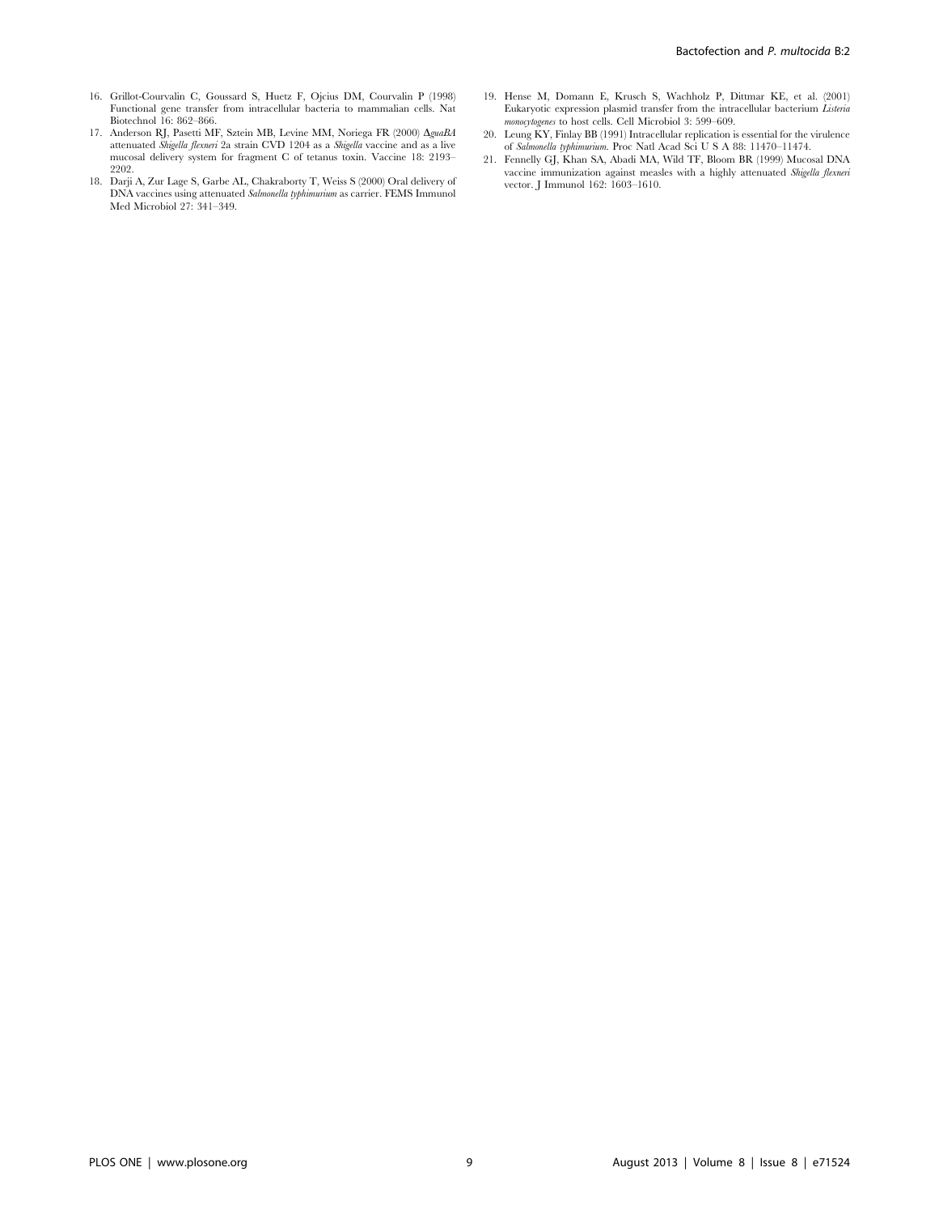16. Grillot-Courvalin C, Goussard S, Huetz F, Ojcius DM, Courvalin P (1998) Functional gene transfer from intracellular bacteria to mammalian cells. Nat Biotechnol 16: 862–866.
17. Anderson RJ, Pasetti MF, Sztein MB, Levine MM, Noriega FR (2000) Δ*guaBA* attenuated *Shigella flexneri* 2a strain CVD 1204 as a *Shigella* vaccine and as a live mucosal delivery system for fragment C of tetanus toxin. Vaccine 18: 2193–2202.
18. Darji A, Zur Lage S, Garbe AI, Chakraborty T, Weiss S (2000) Oral delivery of DNA vaccines using attenuated *Salmonella typhimurium* as carrier. FEMS Immunol Med Microbiol 27: 341–349.
19. Hense M, Domann E, Krusch S, Wachholz P, Dittmar KE, et al. (2001) Eukaryotic expression plasmid transfer from the intracellular bacterium *Listeria monocytogenes* to host cells. Cell Microbiol 3: 599–609.
20. Leung KY, Finlay BB (1991) Intracellular replication is essential for the virulence of *Salmonella typhimurium*. Proc Natl Acad Sci U S A 88: 11470–11474.
21. Fennelly GJ, Khan SA, Abadi MA, Wild TF, Bloom BR (1999) Mucosal DNA vaccine immunization against measles with a highly attenuated *Shigella flexneri* vector. J Immunol 162: 1603–1610.